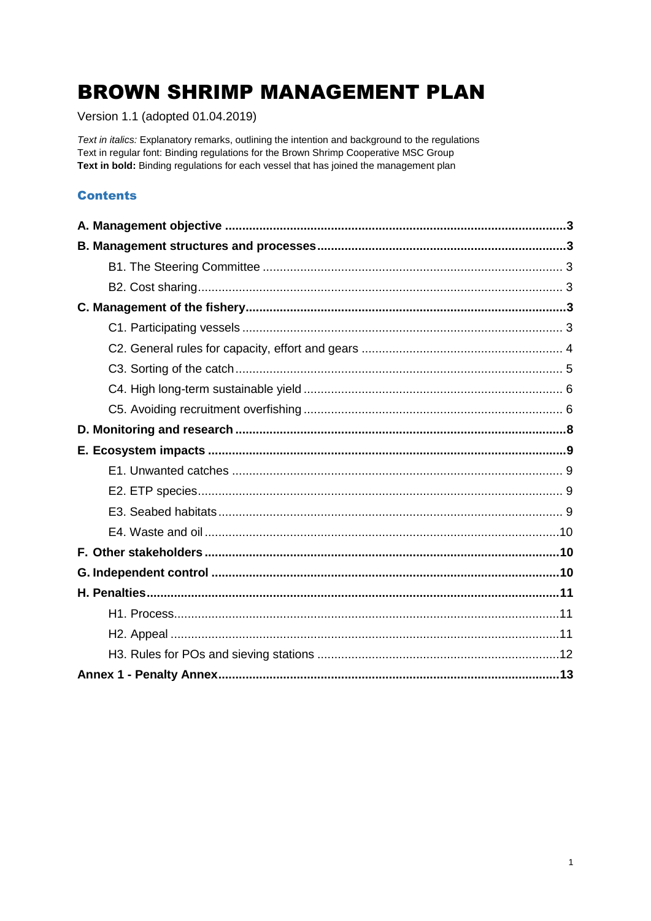# BROWN SHRIMP MANAGEMENT PLAN

Version 1.1 (adopted 01.04.2019)

*Text in italics:* Explanatory remarks, outlining the intention and background to the regulations
Text in regular font: Binding regulations for the Brown Shrimp Cooperative MSC Group
**Text in bold:** Binding regulations for each vessel that has joined the management plan

## Contents

**A. Management objective .......... 3**

**B. Management structures and processes .......... 3**

- B1. The Steering Committee .......... 3
- B2. Cost sharing .......... 3

**C. Management of the fishery .......... 3**

- C1. Participating vessels .......... 3
- C2. General rules for capacity, effort and gears .......... 4
- C3. Sorting of the catch .......... 5
- C4. High long-term sustainable yield .......... 6
- C5. Avoiding recruitment overfishing .......... 6

**D. Monitoring and research .......... 8**

**E. Ecosystem impacts .......... 9**

- E1. Unwanted catches .......... 9
- E2. ETP species .......... 9
- E3. Seabed habitats .......... 9
- E4. Waste and oil .......... 10

**F. Other stakeholders .......... 10**

**G. Independent control .......... 10**

**H. Penalties .......... 11**

- H1. Process .......... 11
- H2. Appeal .......... 11
- H3. Rules for POs and sieving stations .......... 12

**Annex 1 - Penalty Annex .......... 13**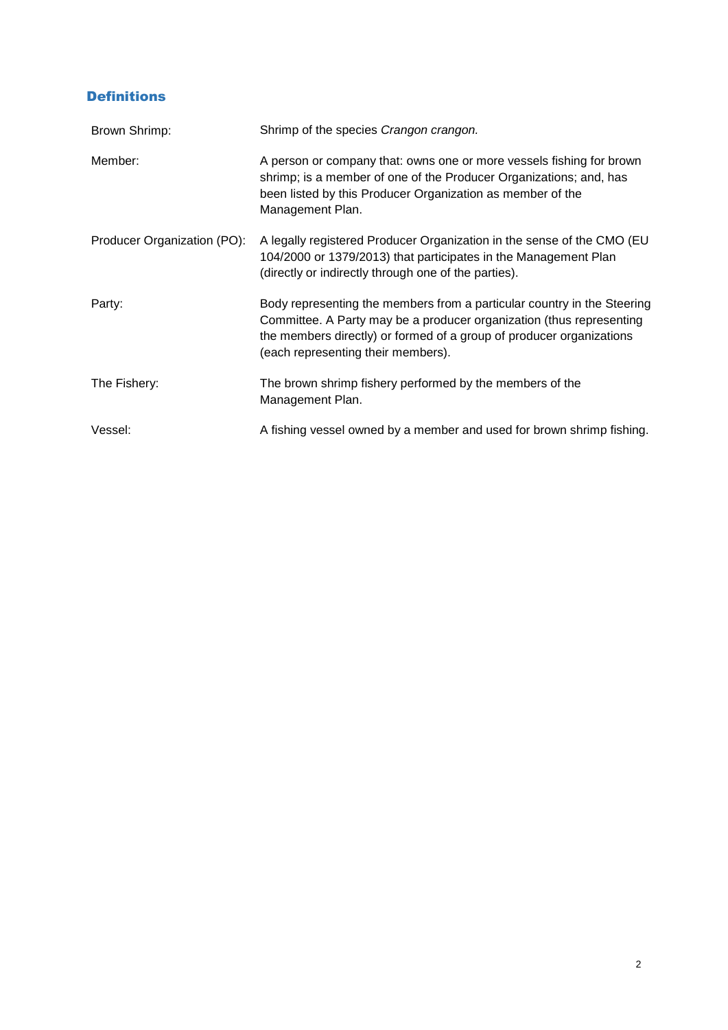## Definitions

| | |
|---|---|
| Brown Shrimp: | Shrimp of the species *Crangon crangon.* |
| Member: | A person or company that: owns one or more vessels fishing for brown shrimp; is a member of one of the Producer Organizations; and, has been listed by this Producer Organization as member of the Management Plan. |
| Producer Organization (PO): | A legally registered Producer Organization in the sense of the CMO (EU 104/2000 or 1379/2013) that participates in the Management Plan (directly or indirectly through one of the parties). |
| Party: | Body representing the members from a particular country in the Steering Committee. A Party may be a producer organization (thus representing the members directly) or formed of a group of producer organizations (each representing their members). |
| The Fishery: | The brown shrimp fishery performed by the members of the Management Plan. |
| Vessel: | A fishing vessel owned by a member and used for brown shrimp fishing. |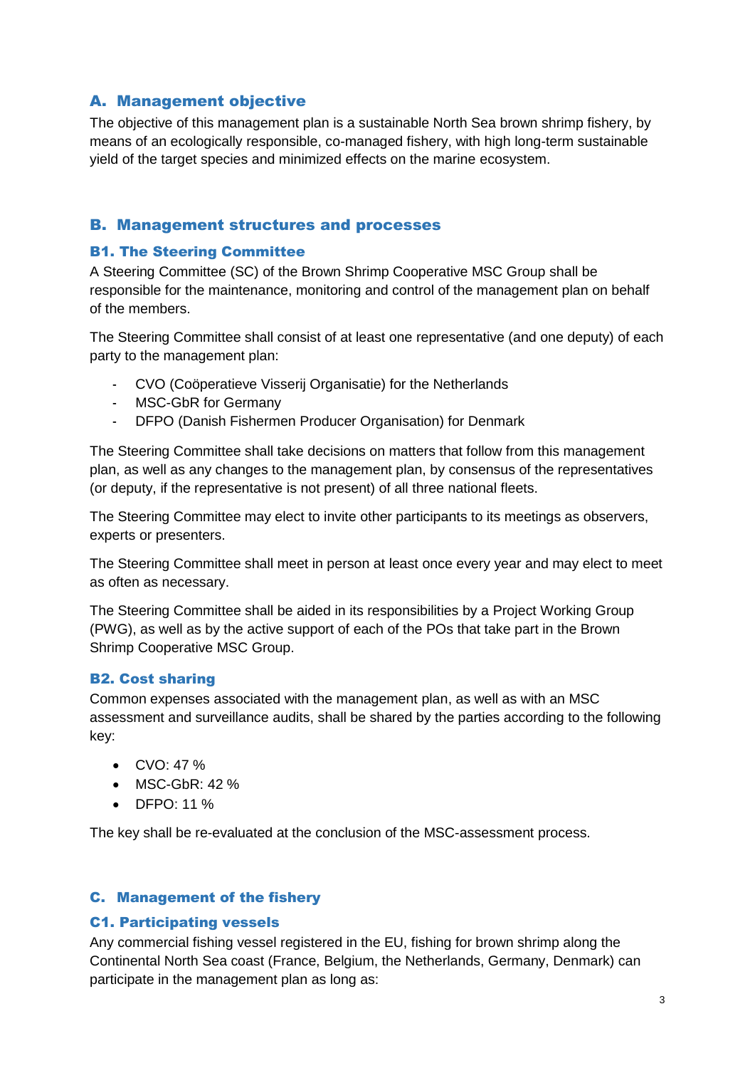## A. Management objective

The objective of this management plan is a sustainable North Sea brown shrimp fishery, by means of an ecologically responsible, co-managed fishery, with high long-term sustainable yield of the target species and minimized effects on the marine ecosystem.

## B. Management structures and processes

### B1. The Steering Committee

A Steering Committee (SC) of the Brown Shrimp Cooperative MSC Group shall be responsible for the maintenance, monitoring and control of the management plan on behalf of the members.

The Steering Committee shall consist of at least one representative (and one deputy) of each party to the management plan:

- CVO (Coöperatieve Visserij Organisatie) for the Netherlands
- MSC-GbR for Germany
- DFPO (Danish Fishermen Producer Organisation) for Denmark

The Steering Committee shall take decisions on matters that follow from this management plan, as well as any changes to the management plan, by consensus of the representatives (or deputy, if the representative is not present) of all three national fleets.

The Steering Committee may elect to invite other participants to its meetings as observers, experts or presenters.

The Steering Committee shall meet in person at least once every year and may elect to meet as often as necessary.

The Steering Committee shall be aided in its responsibilities by a Project Working Group (PWG), as well as by the active support of each of the POs that take part in the Brown Shrimp Cooperative MSC Group.

### B2. Cost sharing

Common expenses associated with the management plan, as well as with an MSC assessment and surveillance audits, shall be shared by the parties according to the following key:

- CVO: 47 %
- MSC-GbR: 42 %
- DFPO: 11 %

The key shall be re-evaluated at the conclusion of the MSC-assessment process.

## C. Management of the fishery

### C1. Participating vessels

Any commercial fishing vessel registered in the EU, fishing for brown shrimp along the Continental North Sea coast (France, Belgium, the Netherlands, Germany, Denmark) can participate in the management plan as long as: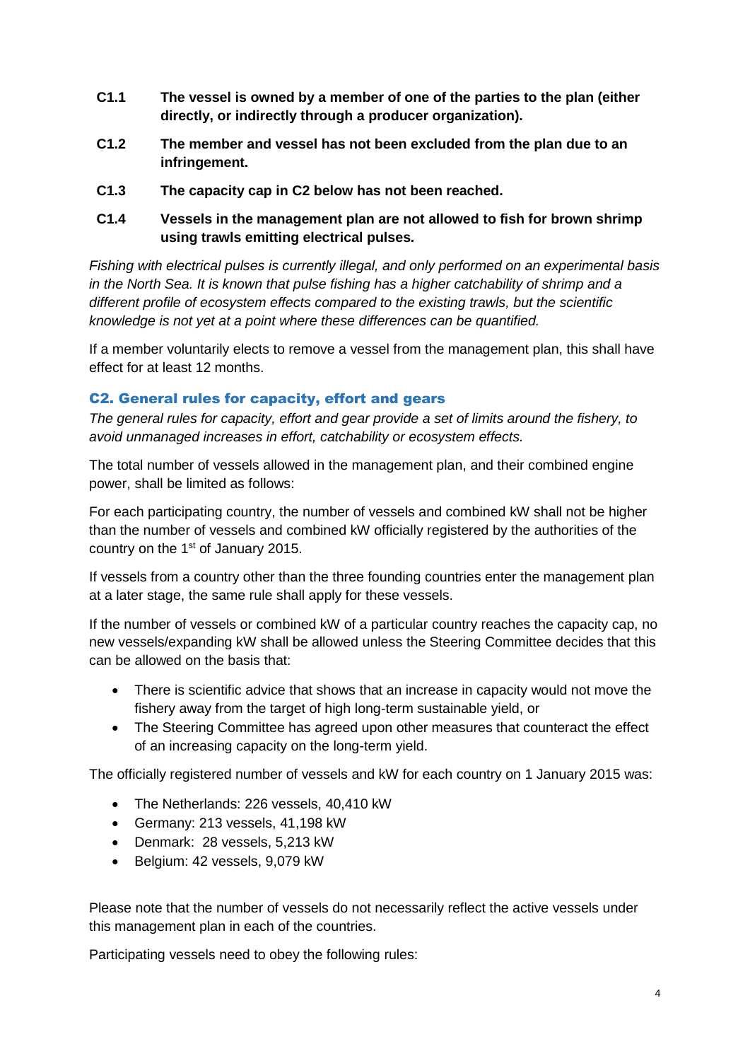**C1.1 The vessel is owned by a member of one of the parties to the plan (either directly, or indirectly through a producer organization).**

**C1.2 The member and vessel has not been excluded from the plan due to an infringement.**

**C1.3 The capacity cap in C2 below has not been reached.**

**C1.4 Vessels in the management plan are not allowed to fish for brown shrimp using trawls emitting electrical pulses.**

*Fishing with electrical pulses is currently illegal, and only performed on an experimental basis in the North Sea. It is known that pulse fishing has a higher catchability of shrimp and a different profile of ecosystem effects compared to the existing trawls, but the scientific knowledge is not yet at a point where these differences can be quantified.*

If a member voluntarily elects to remove a vessel from the management plan, this shall have effect for at least 12 months.

### C2. General rules for capacity, effort and gears

*The general rules for capacity, effort and gear provide a set of limits around the fishery, to avoid unmanaged increases in effort, catchability or ecosystem effects.*

The total number of vessels allowed in the management plan, and their combined engine power, shall be limited as follows:

For each participating country, the number of vessels and combined kW shall not be higher than the number of vessels and combined kW officially registered by the authorities of the country on the 1st of January 2015.

If vessels from a country other than the three founding countries enter the management plan at a later stage, the same rule shall apply for these vessels.

If the number of vessels or combined kW of a particular country reaches the capacity cap, no new vessels/expanding kW shall be allowed unless the Steering Committee decides that this can be allowed on the basis that:

- There is scientific advice that shows that an increase in capacity would not move the fishery away from the target of high long-term sustainable yield, or
- The Steering Committee has agreed upon other measures that counteract the effect of an increasing capacity on the long-term yield.

The officially registered number of vessels and kW for each country on 1 January 2015 was:

- The Netherlands: 226 vessels, 40,410 kW
- Germany: 213 vessels, 41,198 kW
- Denmark: 28 vessels, 5,213 kW
- Belgium: 42 vessels, 9,079 kW

Please note that the number of vessels do not necessarily reflect the active vessels under this management plan in each of the countries.

Participating vessels need to obey the following rules: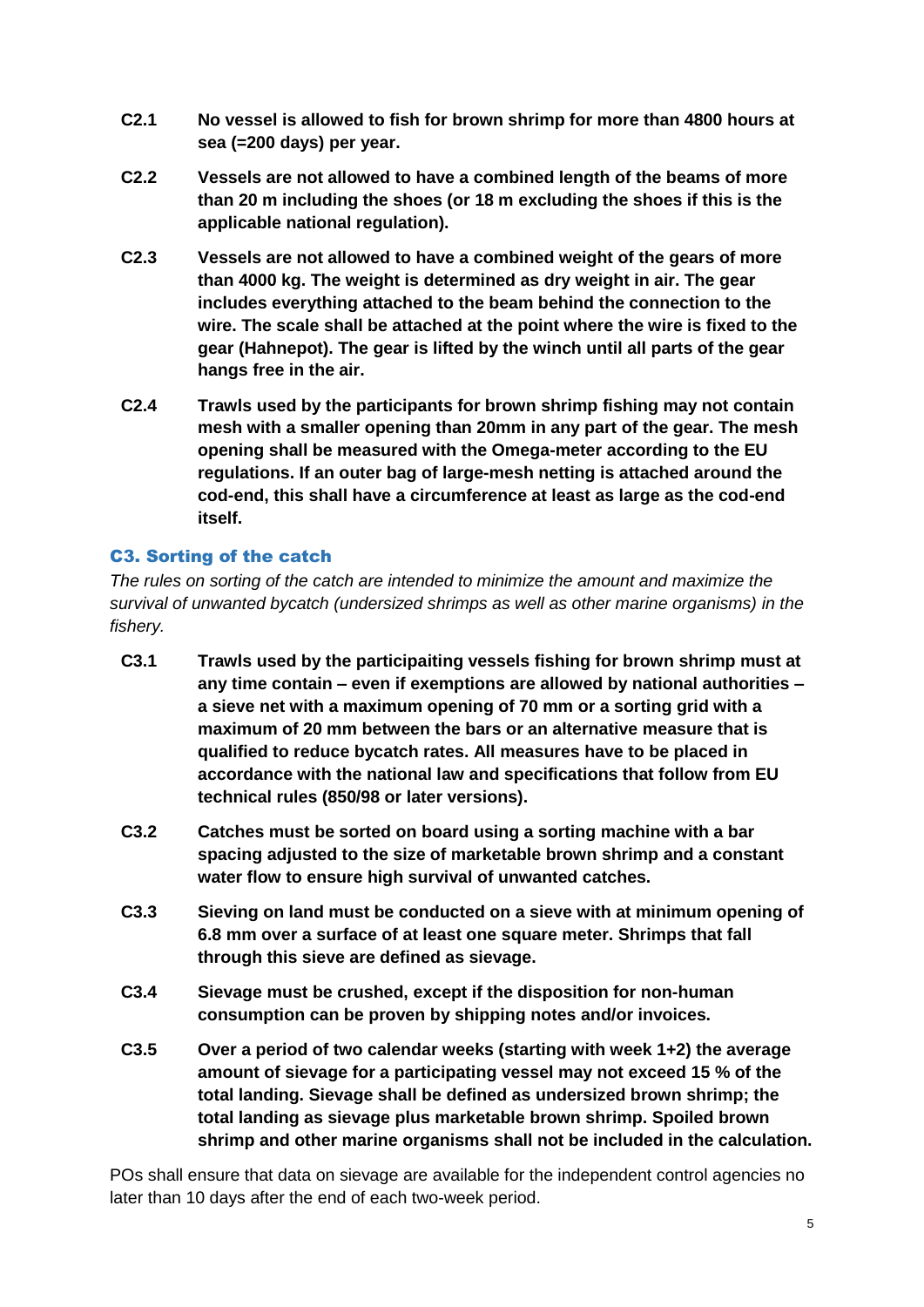**C2.1** **No vessel is allowed to fish for brown shrimp for more than 4800 hours at sea (=200 days) per year.**

**C2.2** **Vessels are not allowed to have a combined length of the beams of more than 20 m including the shoes (or 18 m excluding the shoes if this is the applicable national regulation).**

**C2.3** **Vessels are not allowed to have a combined weight of the gears of more than 4000 kg. The weight is determined as dry weight in air. The gear includes everything attached to the beam behind the connection to the wire. The scale shall be attached at the point where the wire is fixed to the gear (Hahnepot). The gear is lifted by the winch until all parts of the gear hangs free in the air.**

**C2.4** **Trawls used by the participants for brown shrimp fishing may not contain mesh with a smaller opening than 20mm in any part of the gear. The mesh opening shall be measured with the Omega-meter according to the EU regulations. If an outer bag of large-mesh netting is attached around the cod-end, this shall have a circumference at least as large as the cod-end itself.**

### C3. Sorting of the catch

*The rules on sorting of the catch are intended to minimize the amount and maximize the survival of unwanted bycatch (undersized shrimps as well as other marine organisms) in the fishery.*

**C3.1** **Trawls used by the participaiting vessels fishing for brown shrimp must at any time contain – even if exemptions are allowed by national authorities – a sieve net with a maximum opening of 70 mm or a sorting grid with a maximum of 20 mm between the bars or an alternative measure that is qualified to reduce bycatch rates. All measures have to be placed in accordance with the national law and specifications that follow from EU technical rules (850/98 or later versions).**

**C3.2** **Catches must be sorted on board using a sorting machine with a bar spacing adjusted to the size of marketable brown shrimp and a constant water flow to ensure high survival of unwanted catches.**

**C3.3** **Sieving on land must be conducted on a sieve with at minimum opening of 6.8 mm over a surface of at least one square meter. Shrimps that fall through this sieve are defined as sievage.**

**C3.4** **Sievage must be crushed, except if the disposition for non-human consumption can be proven by shipping notes and/or invoices.**

**C3.5** **Over a period of two calendar weeks (starting with week 1+2) the average amount of sievage for a participating vessel may not exceed 15 % of the total landing. Sievage shall be defined as undersized brown shrimp; the total landing as sievage plus marketable brown shrimp. Spoiled brown shrimp and other marine organisms shall not be included in the calculation.**

POs shall ensure that data on sievage are available for the independent control agencies no later than 10 days after the end of each two-week period.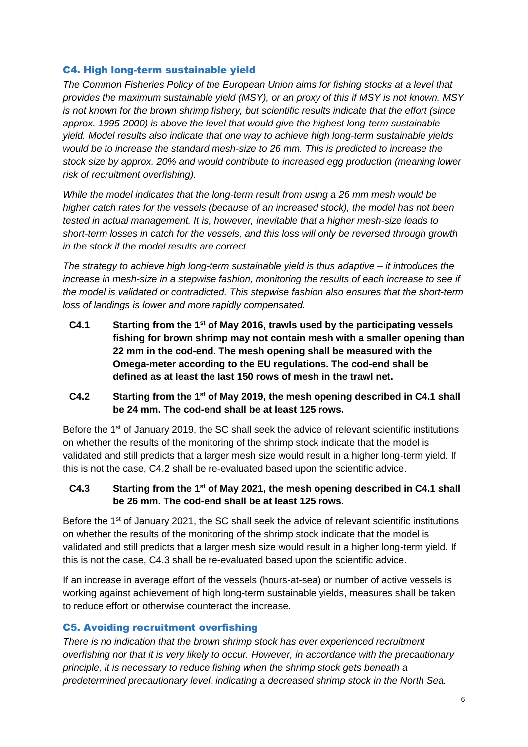## C4. High long-term sustainable yield

*The Common Fisheries Policy of the European Union aims for fishing stocks at a level that provides the maximum sustainable yield (MSY), or an proxy of this if MSY is not known. MSY is not known for the brown shrimp fishery, but scientific results indicate that the effort (since approx. 1995-2000) is above the level that would give the highest long-term sustainable yield. Model results also indicate that one way to achieve high long-term sustainable yields would be to increase the standard mesh-size to 26 mm. This is predicted to increase the stock size by approx. 20% and would contribute to increased egg production (meaning lower risk of recruitment overfishing).*

*While the model indicates that the long-term result from using a 26 mm mesh would be higher catch rates for the vessels (because of an increased stock), the model has not been tested in actual management. It is, however, inevitable that a higher mesh-size leads to short-term losses in catch for the vessels, and this loss will only be reversed through growth in the stock if the model results are correct.*

*The strategy to achieve high long-term sustainable yield is thus adaptive – it introduces the increase in mesh-size in a stepwise fashion, monitoring the results of each increase to see if the model is validated or contradicted. This stepwise fashion also ensures that the short-term loss of landings is lower and more rapidly compensated.*

**C4.1 Starting from the 1st of May 2016, trawls used by the participating vessels fishing for brown shrimp may not contain mesh with a smaller opening than 22 mm in the cod-end. The mesh opening shall be measured with the Omega-meter according to the EU regulations. The cod-end shall be defined as at least the last 150 rows of mesh in the trawl net.**

**C4.2 Starting from the 1st of May 2019, the mesh opening described in C4.1 shall be 24 mm. The cod-end shall be at least 125 rows.**

Before the 1st of January 2019, the SC shall seek the advice of relevant scientific institutions on whether the results of the monitoring of the shrimp stock indicate that the model is validated and still predicts that a larger mesh size would result in a higher long-term yield. If this is not the case, C4.2 shall be re-evaluated based upon the scientific advice.

**C4.3 Starting from the 1st of May 2021, the mesh opening described in C4.1 shall be 26 mm. The cod-end shall be at least 125 rows.**

Before the 1st of January 2021, the SC shall seek the advice of relevant scientific institutions on whether the results of the monitoring of the shrimp stock indicate that the model is validated and still predicts that a larger mesh size would result in a higher long-term yield. If this is not the case, C4.3 shall be re-evaluated based upon the scientific advice.

If an increase in average effort of the vessels (hours-at-sea) or number of active vessels is working against achievement of high long-term sustainable yields, measures shall be taken to reduce effort or otherwise counteract the increase.

## C5. Avoiding recruitment overfishing

*There is no indication that the brown shrimp stock has ever experienced recruitment overfishing nor that it is very likely to occur. However, in accordance with the precautionary principle, it is necessary to reduce fishing when the shrimp stock gets beneath a predetermined precautionary level, indicating a decreased shrimp stock in the North Sea.*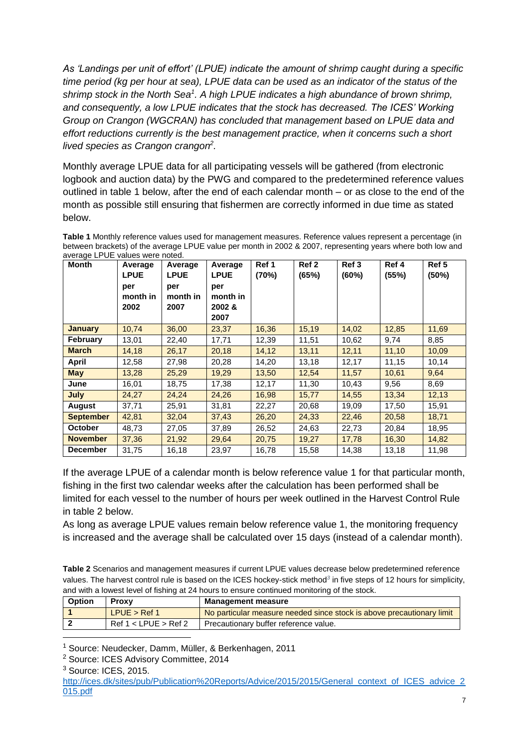*As 'Landings per unit of effort' (LPUE) indicate the amount of shrimp caught during a specific time period (kg per hour at sea), LPUE data can be used as an indicator of the status of the shrimp stock in the North Sea[1]. A high LPUE indicates a high abundance of brown shrimp, and consequently, a low LPUE indicates that the stock has decreased. The ICES' Working Group on Crangon (WGCRAN) has concluded that management based on LPUE data and effort reductions currently is the best management practice, when it concerns such a short lived species as Crangon crangon[2].*

Monthly average LPUE data for all participating vessels will be gathered (from electronic logbook and auction data) by the PWG and compared to the predetermined reference values outlined in table 1 below, after the end of each calendar month – or as close to the end of the month as possible still ensuring that fishermen are correctly informed in due time as stated below.

**Table 1** Monthly reference values used for management measures. Reference values represent a percentage (in between brackets) of the average LPUE value per month in 2002 & 2007, representing years where both low and average LPUE values were noted.

| Month | Average LPUE per month in 2002 | Average LPUE per month in 2007 | Average LPUE per month in 2002 & 2007 | Ref 1 (70%) | Ref 2 (65%) | Ref 3 (60%) | Ref 4 (55%) | Ref 5 (50%) |
|---|---|---|---|---|---|---|---|---|
| **January** | 10,74 | 36,00 | 23,37 | 16,36 | 15,19 | 14,02 | 12,85 | 11,69 |
| **February** | 13,01 | 22,40 | 17,71 | 12,39 | 11,51 | 10,62 | 9,74 | 8,85 |
| **March** | 14,18 | 26,17 | 20,18 | 14,12 | 13,11 | 12,11 | 11,10 | 10,09 |
| **April** | 12,58 | 27,98 | 20,28 | 14,20 | 13,18 | 12,17 | 11,15 | 10,14 |
| **May** | 13,28 | 25,29 | 19,29 | 13,50 | 12,54 | 11,57 | 10,61 | 9,64 |
| **June** | 16,01 | 18,75 | 17,38 | 12,17 | 11,30 | 10,43 | 9,56 | 8,69 |
| **July** | 24,27 | 24,24 | 24,26 | 16,98 | 15,77 | 14,55 | 13,34 | 12,13 |
| **August** | 37,71 | 25,91 | 31,81 | 22,27 | 20,68 | 19,09 | 17,50 | 15,91 |
| **September** | 42,81 | 32,04 | 37,43 | 26,20 | 24,33 | 22,46 | 20,58 | 18,71 |
| **October** | 48,73 | 27,05 | 37,89 | 26,52 | 24,63 | 22,73 | 20,84 | 18,95 |
| **November** | 37,36 | 21,92 | 29,64 | 20,75 | 19,27 | 17,78 | 16,30 | 14,82 |
| **December** | 31,75 | 16,18 | 23,97 | 16,78 | 15,58 | 14,38 | 13,18 | 11,98 |

If the average LPUE of a calendar month is below reference value 1 for that particular month, fishing in the first two calendar weeks after the calculation has been performed shall be limited for each vessel to the number of hours per week outlined in the Harvest Control Rule in table 2 below.

As long as average LPUE values remain below reference value 1, the monitoring frequency is increased and the average shall be calculated over 15 days (instead of a calendar month).

**Table 2** Scenarios and management measures if current LPUE values decrease below predetermined reference values. The harvest control rule is based on the ICES hockey-stick method[3] in five steps of 12 hours for simplicity, and with a lowest level of fishing at 24 hours to ensure continued monitoring of the stock.

| Option | Proxy | Management measure |
|---|---|---|
| **1** | LPUE > Ref 1 | No particular measure needed since stock is above precautionary limit |
| **2** | Ref 1 < LPUE > Ref 2 | Precautionary buffer reference value. |

[1] Source: Neudecker, Damm, Müller, & Berkenhagen, 2011

[2] Source: ICES Advisory Committee, 2014

[3] Source: ICES, 2015. http://ices.dk/sites/pub/Publication%20Reports/Advice/2015/2015/General_context_of_ICES_advice_2015.pdf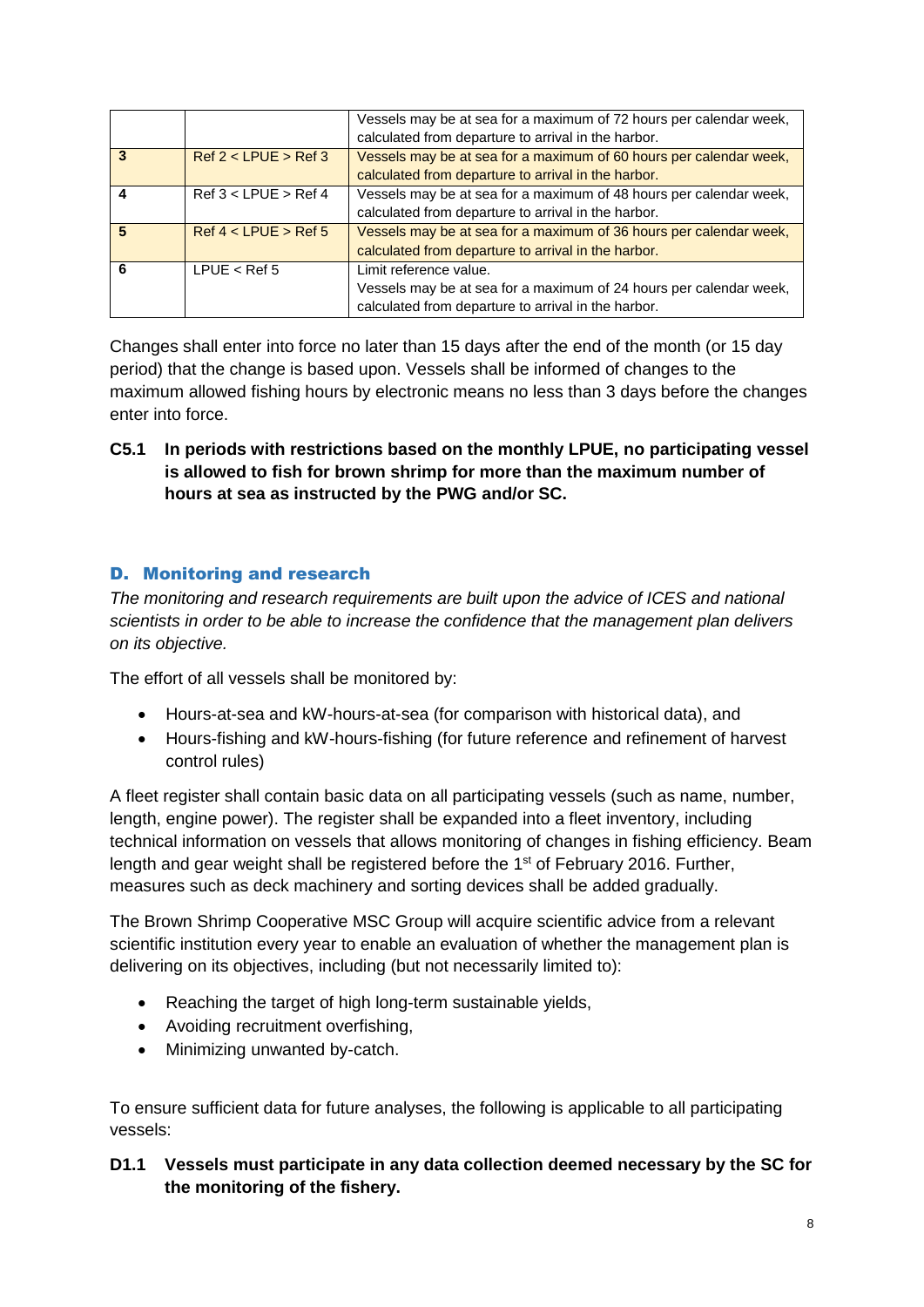| | | |
|---|---|---|
| | | Vessels may be at sea for a maximum of 72 hours per calendar week, calculated from departure to arrival in the harbor. |
| **3** | Ref 2 < LPUE > Ref 3 | Vessels may be at sea for a maximum of 60 hours per calendar week, calculated from departure to arrival in the harbor. |
| **4** | Ref 3 < LPUE > Ref 4 | Vessels may be at sea for a maximum of 48 hours per calendar week, calculated from departure to arrival in the harbor. |
| **5** | Ref 4 < LPUE > Ref 5 | Vessels may be at sea for a maximum of 36 hours per calendar week, calculated from departure to arrival in the harbor. |
| **6** | LPUE < Ref 5 | Limit reference value.<br>Vessels may be at sea for a maximum of 24 hours per calendar week, calculated from departure to arrival in the harbor. |

Changes shall enter into force no later than 15 days after the end of the month (or 15 day period) that the change is based upon. Vessels shall be informed of changes to the maximum allowed fishing hours by electronic means no less than 3 days before the changes enter into force.

**C5.1 In periods with restrictions based on the monthly LPUE, no participating vessel is allowed to fish for brown shrimp for more than the maximum number of hours at sea as instructed by the PWG and/or SC.**

## D. Monitoring and research

*The monitoring and research requirements are built upon the advice of ICES and national scientists in order to be able to increase the confidence that the management plan delivers on its objective.*

The effort of all vessels shall be monitored by:

- Hours-at-sea and kW-hours-at-sea (for comparison with historical data), and
- Hours-fishing and kW-hours-fishing (for future reference and refinement of harvest control rules)

A fleet register shall contain basic data on all participating vessels (such as name, number, length, engine power). The register shall be expanded into a fleet inventory, including technical information on vessels that allows monitoring of changes in fishing efficiency. Beam length and gear weight shall be registered before the 1st of February 2016. Further, measures such as deck machinery and sorting devices shall be added gradually.

The Brown Shrimp Cooperative MSC Group will acquire scientific advice from a relevant scientific institution every year to enable an evaluation of whether the management plan is delivering on its objectives, including (but not necessarily limited to):

- Reaching the target of high long-term sustainable yields,
- Avoiding recruitment overfishing,
- Minimizing unwanted by-catch.

To ensure sufficient data for future analyses, the following is applicable to all participating vessels:

**D1.1 Vessels must participate in any data collection deemed necessary by the SC for the monitoring of the fishery.**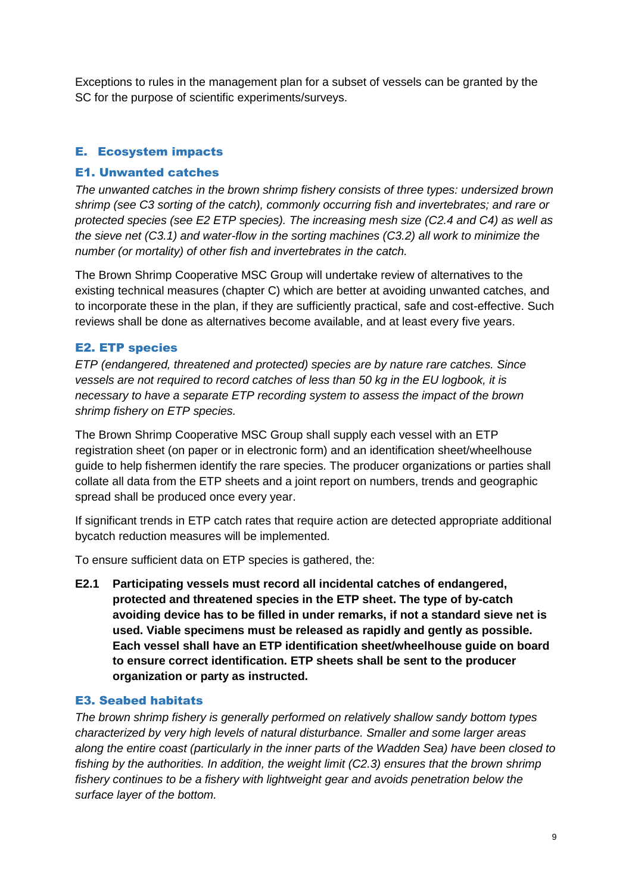Exceptions to rules in the management plan for a subset of vessels can be granted by the SC for the purpose of scientific experiments/surveys.

## E. Ecosystem impacts

### E1. Unwanted catches

*The unwanted catches in the brown shrimp fishery consists of three types: undersized brown shrimp (see C3 sorting of the catch), commonly occurring fish and invertebrates; and rare or protected species (see E2 ETP species). The increasing mesh size (C2.4 and C4) as well as the sieve net (C3.1) and water-flow in the sorting machines (C3.2) all work to minimize the number (or mortality) of other fish and invertebrates in the catch.*

The Brown Shrimp Cooperative MSC Group will undertake review of alternatives to the existing technical measures (chapter C) which are better at avoiding unwanted catches, and to incorporate these in the plan, if they are sufficiently practical, safe and cost-effective. Such reviews shall be done as alternatives become available, and at least every five years.

### E2. ETP species

*ETP (endangered, threatened and protected) species are by nature rare catches. Since vessels are not required to record catches of less than 50 kg in the EU logbook, it is necessary to have a separate ETP recording system to assess the impact of the brown shrimp fishery on ETP species.*

The Brown Shrimp Cooperative MSC Group shall supply each vessel with an ETP registration sheet (on paper or in electronic form) and an identification sheet/wheelhouse guide to help fishermen identify the rare species. The producer organizations or parties shall collate all data from the ETP sheets and a joint report on numbers, trends and geographic spread shall be produced once every year.

If significant trends in ETP catch rates that require action are detected appropriate additional bycatch reduction measures will be implemented.

To ensure sufficient data on ETP species is gathered, the:

**E2.1 Participating vessels must record all incidental catches of endangered, protected and threatened species in the ETP sheet. The type of by-catch avoiding device has to be filled in under remarks, if not a standard sieve net is used. Viable specimens must be released as rapidly and gently as possible. Each vessel shall have an ETP identification sheet/wheelhouse guide on board to ensure correct identification. ETP sheets shall be sent to the producer organization or party as instructed.**

### E3. Seabed habitats

*The brown shrimp fishery is generally performed on relatively shallow sandy bottom types characterized by very high levels of natural disturbance. Smaller and some larger areas along the entire coast (particularly in the inner parts of the Wadden Sea) have been closed to fishing by the authorities. In addition, the weight limit (C2.3) ensures that the brown shrimp fishery continues to be a fishery with lightweight gear and avoids penetration below the surface layer of the bottom.*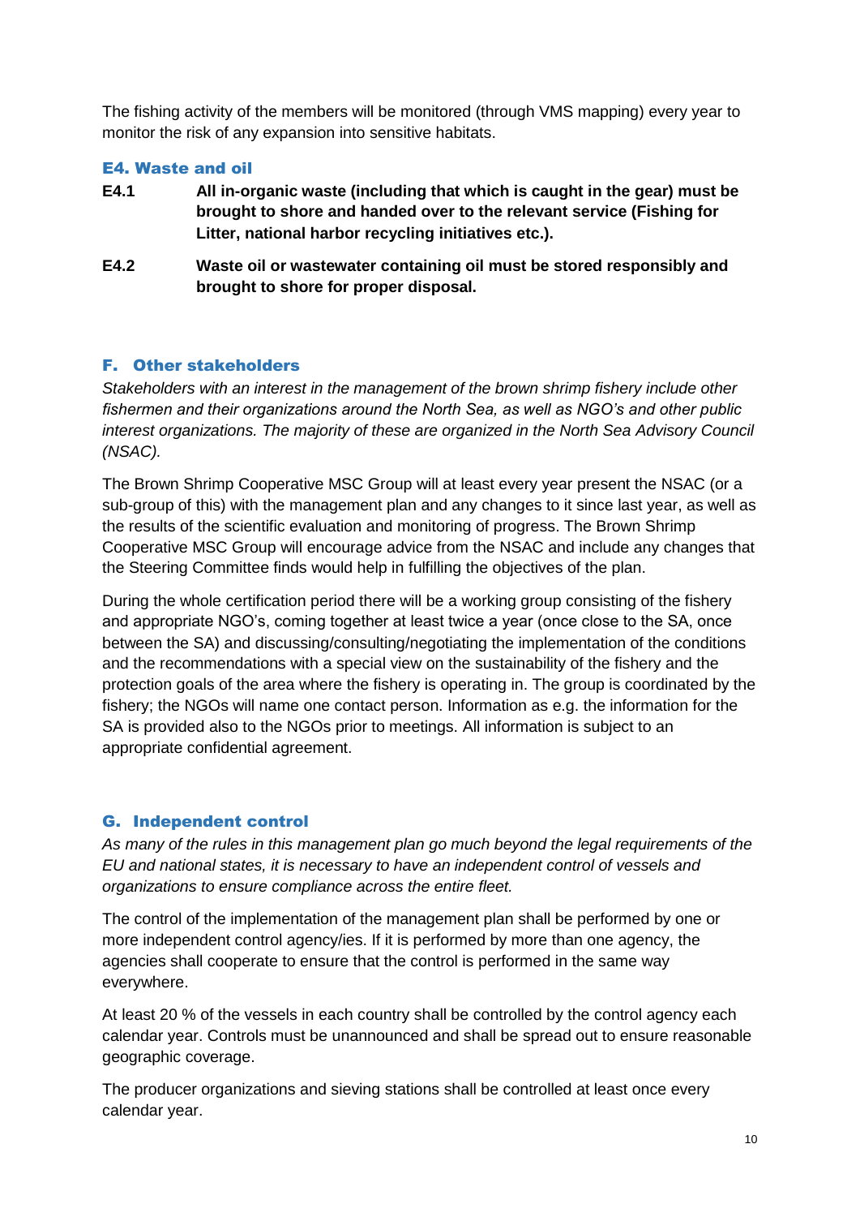The fishing activity of the members will be monitored (through VMS mapping) every year to monitor the risk of any expansion into sensitive habitats.

### E4. Waste and oil

**E4.1** **All in-organic waste (including that which is caught in the gear) must be brought to shore and handed over to the relevant service (Fishing for Litter, national harbor recycling initiatives etc.).**

**E4.2** **Waste oil or wastewater containing oil must be stored responsibly and brought to shore for proper disposal.**

## F. Other stakeholders

*Stakeholders with an interest in the management of the brown shrimp fishery include other fishermen and their organizations around the North Sea, as well as NGO's and other public interest organizations. The majority of these are organized in the North Sea Advisory Council (NSAC).*

The Brown Shrimp Cooperative MSC Group will at least every year present the NSAC (or a sub-group of this) with the management plan and any changes to it since last year, as well as the results of the scientific evaluation and monitoring of progress. The Brown Shrimp Cooperative MSC Group will encourage advice from the NSAC and include any changes that the Steering Committee finds would help in fulfilling the objectives of the plan.

During the whole certification period there will be a working group consisting of the fishery and appropriate NGO's, coming together at least twice a year (once close to the SA, once between the SA) and discussing/consulting/negotiating the implementation of the conditions and the recommendations with a special view on the sustainability of the fishery and the protection goals of the area where the fishery is operating in. The group is coordinated by the fishery; the NGOs will name one contact person. Information as e.g. the information for the SA is provided also to the NGOs prior to meetings. All information is subject to an appropriate confidential agreement.

## G. Independent control

*As many of the rules in this management plan go much beyond the legal requirements of the EU and national states, it is necessary to have an independent control of vessels and organizations to ensure compliance across the entire fleet.*

The control of the implementation of the management plan shall be performed by one or more independent control agency/ies. If it is performed by more than one agency, the agencies shall cooperate to ensure that the control is performed in the same way everywhere.

At least 20 % of the vessels in each country shall be controlled by the control agency each calendar year. Controls must be unannounced and shall be spread out to ensure reasonable geographic coverage.

The producer organizations and sieving stations shall be controlled at least once every calendar year.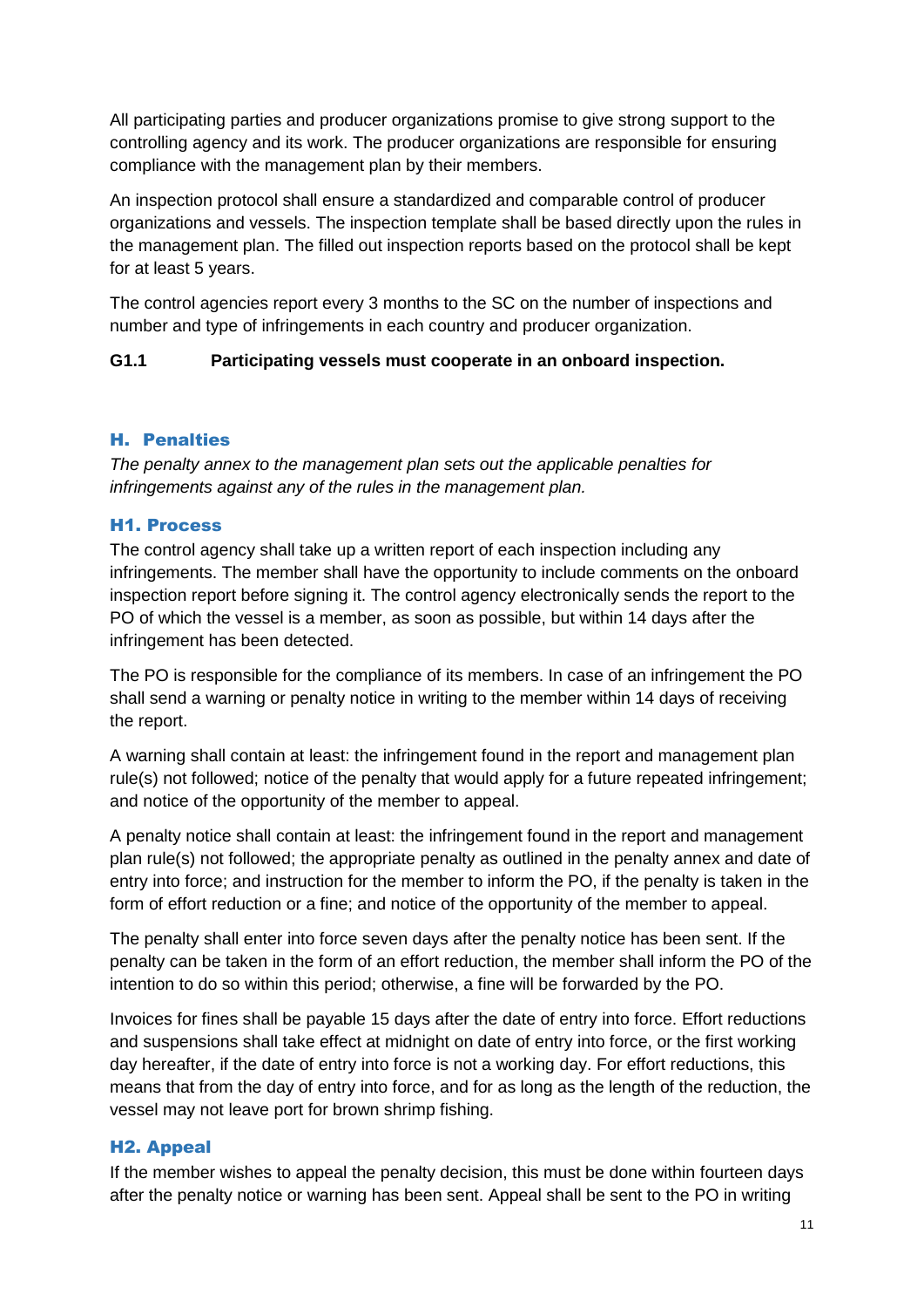All participating parties and producer organizations promise to give strong support to the controlling agency and its work. The producer organizations are responsible for ensuring compliance with the management plan by their members.

An inspection protocol shall ensure a standardized and comparable control of producer organizations and vessels. The inspection template shall be based directly upon the rules in the management plan. The filled out inspection reports based on the protocol shall be kept for at least 5 years.

The control agencies report every 3 months to the SC on the number of inspections and number and type of infringements in each country and producer organization.

**G1.1 Participating vessels must cooperate in an onboard inspection.**

## H. Penalties

*The penalty annex to the management plan sets out the applicable penalties for infringements against any of the rules in the management plan.*

### H1. Process

The control agency shall take up a written report of each inspection including any infringements. The member shall have the opportunity to include comments on the onboard inspection report before signing it. The control agency electronically sends the report to the PO of which the vessel is a member, as soon as possible, but within 14 days after the infringement has been detected.

The PO is responsible for the compliance of its members. In case of an infringement the PO shall send a warning or penalty notice in writing to the member within 14 days of receiving the report.

A warning shall contain at least: the infringement found in the report and management plan rule(s) not followed; notice of the penalty that would apply for a future repeated infringement; and notice of the opportunity of the member to appeal.

A penalty notice shall contain at least: the infringement found in the report and management plan rule(s) not followed; the appropriate penalty as outlined in the penalty annex and date of entry into force; and instruction for the member to inform the PO, if the penalty is taken in the form of effort reduction or a fine; and notice of the opportunity of the member to appeal.

The penalty shall enter into force seven days after the penalty notice has been sent. If the penalty can be taken in the form of an effort reduction, the member shall inform the PO of the intention to do so within this period; otherwise, a fine will be forwarded by the PO.

Invoices for fines shall be payable 15 days after the date of entry into force. Effort reductions and suspensions shall take effect at midnight on date of entry into force, or the first working day hereafter, if the date of entry into force is not a working day. For effort reductions, this means that from the day of entry into force, and for as long as the length of the reduction, the vessel may not leave port for brown shrimp fishing.

### H2. Appeal

If the member wishes to appeal the penalty decision, this must be done within fourteen days after the penalty notice or warning has been sent. Appeal shall be sent to the PO in writing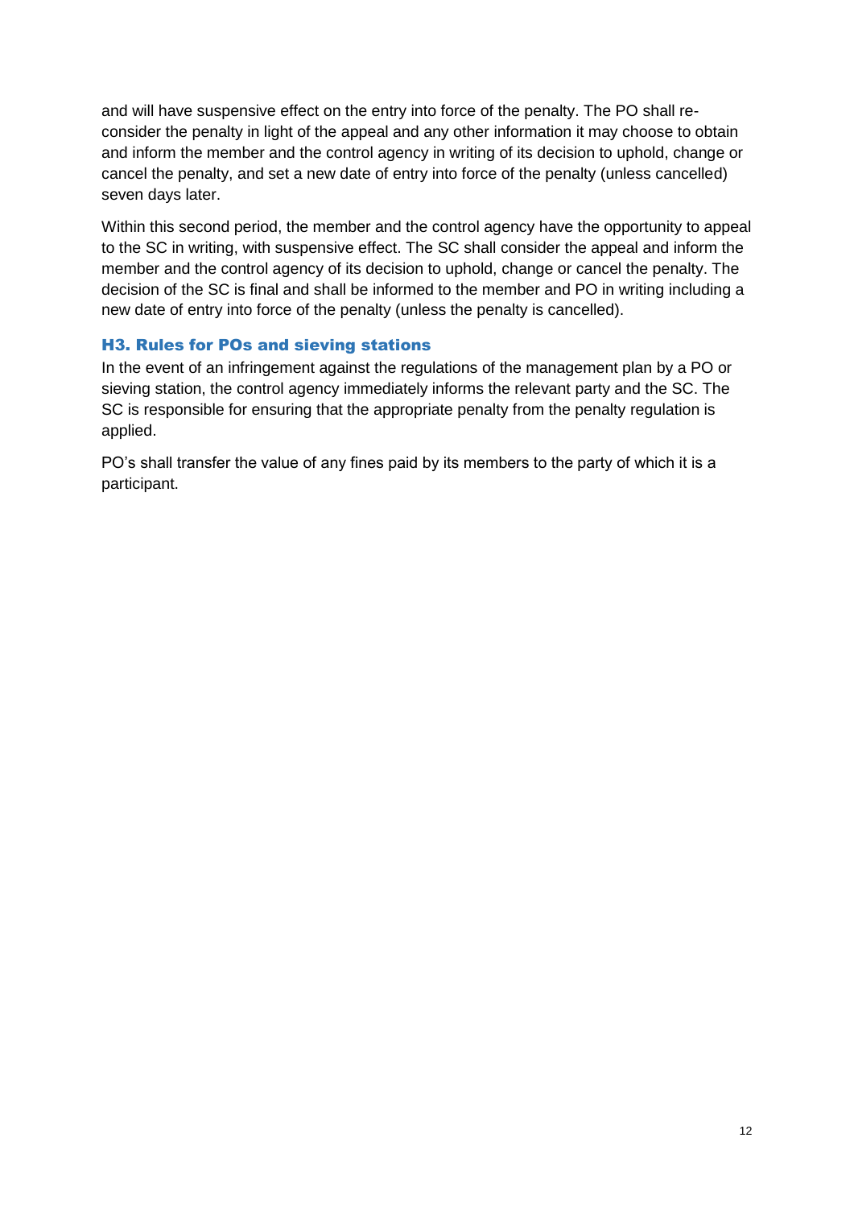and will have suspensive effect on the entry into force of the penalty. The PO shall re-consider the penalty in light of the appeal and any other information it may choose to obtain and inform the member and the control agency in writing of its decision to uphold, change or cancel the penalty, and set a new date of entry into force of the penalty (unless cancelled) seven days later.

Within this second period, the member and the control agency have the opportunity to appeal to the SC in writing, with suspensive effect. The SC shall consider the appeal and inform the member and the control agency of its decision to uphold, change or cancel the penalty. The decision of the SC is final and shall be informed to the member and PO in writing including a new date of entry into force of the penalty (unless the penalty is cancelled).

### H3. Rules for POs and sieving stations

In the event of an infringement against the regulations of the management plan by a PO or sieving station, the control agency immediately informs the relevant party and the SC. The SC is responsible for ensuring that the appropriate penalty from the penalty regulation is applied.

PO's shall transfer the value of any fines paid by its members to the party of which it is a participant.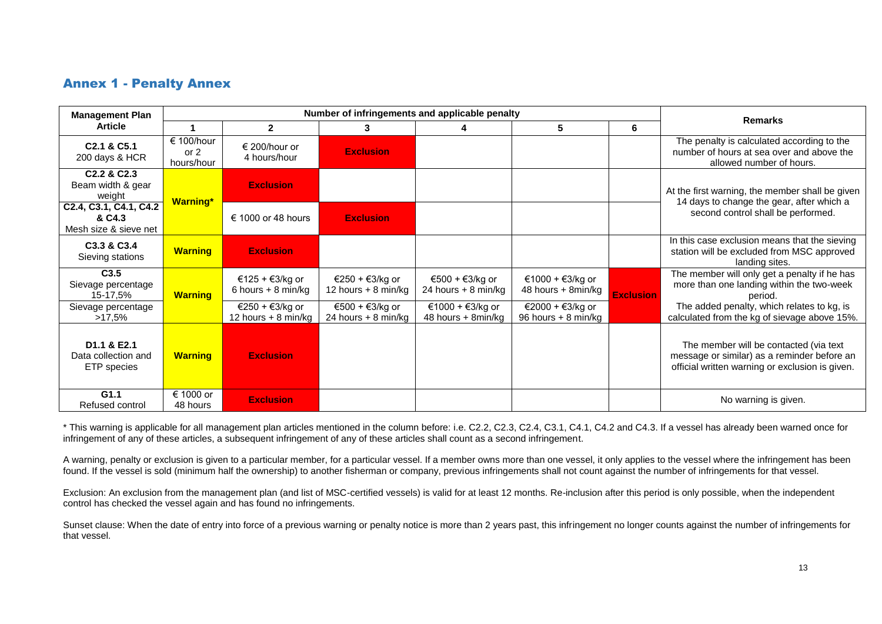## Annex 1 - Penalty Annex

| Management Plan Article | Number of infringements and applicable penalty | | | | | | Remarks |
|---|---|---|---|---|---|---|---|
| | 1 | 2 | 3 | 4 | 5 | 6 | |
| **C2.1 & C5.1** 200 days & HCR | € 100/hour or 2 hours/hour | € 200/hour or 4 hours/hour | **Exclusion** | | | | The penalty is calculated according to the number of hours at sea over and above the allowed number of hours. |
| **C2.2 & C2.3** Beam width & gear weight | **Warning*** | **Exclusion** | | | | | At the first warning, the member shall be given 14 days to change the gear, after which a second control shall be performed. |
| **C2.4, C3.1, C4.1, C4.2 & C4.3** Mesh size & sieve net | | € 1000 or 48 hours | **Exclusion** | | | | |
| **C3.3 & C3.4** Sieving stations | **Warning** | **Exclusion** | | | | | In this case exclusion means that the sieving station will be excluded from MSC approved landing sites. |
| **C3.5** Sievage percentage 15-17,5% | **Warning** | €125 + €3/kg or 6 hours + 8 min/kg | €250 + €3/kg or 12 hours + 8 min/kg | €500 + €3/kg or 24 hours + 8 min/kg | €1000 + €3/kg or 48 hours + 8min/kg | **Exclusion** | The member will only get a penalty if he has more than one landing within the two-week period. |
| Sievage percentage >17,5% | | €250 + €3/kg or 12 hours + 8 min/kg | €500 + €3/kg or 24 hours + 8 min/kg | €1000 + €3/kg or 48 hours + 8min/kg | €2000 + €3/kg or 96 hours + 8 min/kg | | The added penalty, which relates to kg, is calculated from the kg of sievage above 15%. |
| **D1.1 & E2.1** Data collection and ETP species | **Warning** | **Exclusion** | | | | | The member will be contacted (via text message or similar) as a reminder before an official written warning or exclusion is given. |
| **G1.1** Refused control | € 1000 or 48 hours | **Exclusion** | | | | | No warning is given. |

* This warning is applicable for all management plan articles mentioned in the column before: i.e. C2.2, C2.3, C2.4, C3.1, C4.1, C4.2 and C4.3. If a vessel has already been warned once for infringement of any of these articles, a subsequent infringement of any of these articles shall count as a second infringement.

A warning, penalty or exclusion is given to a particular member, for a particular vessel. If a member owns more than one vessel, it only applies to the vessel where the infringement has been found. If the vessel is sold (minimum half the ownership) to another fisherman or company, previous infringements shall not count against the number of infringements for that vessel.

Exclusion: An exclusion from the management plan (and list of MSC-certified vessels) is valid for at least 12 months. Re-inclusion after this period is only possible, when the independent control has checked the vessel again and has found no infringements.

Sunset clause: When the date of entry into force of a previous warning or penalty notice is more than 2 years past, this infringement no longer counts against the number of infringements for that vessel.